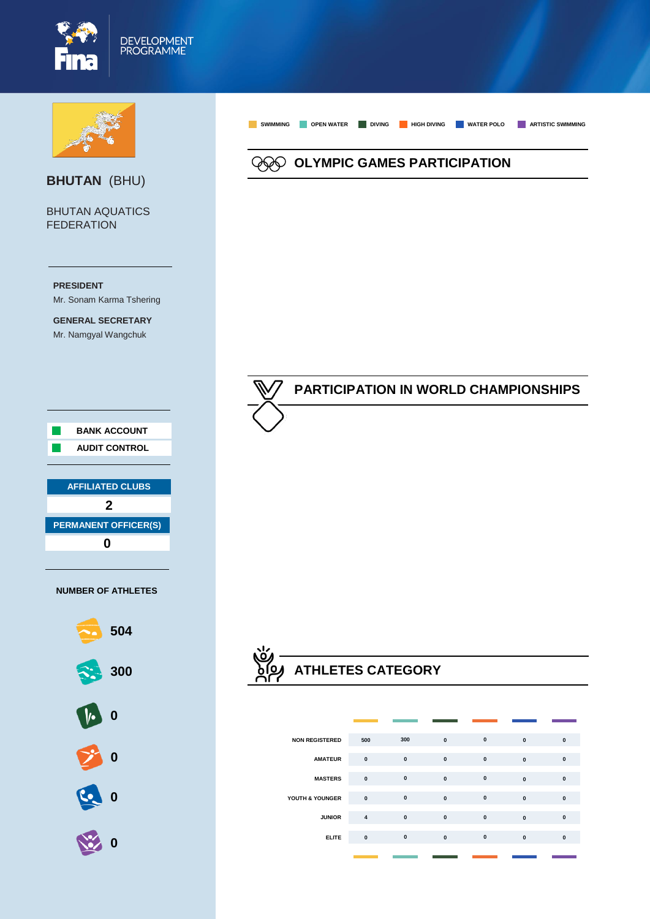DEVELOPMENT PROGRAMME

# BHUTAN (BHU)

BHUTAN AQUATICS FEDERATION

**PRESIDENT**
Mr. Sonam Karma Tshering

**GENERAL SECRETARY**
Mr. Namgyal Wangchuk

**BANK ACCOUNT**
**AUDIT CONTROL**

| AFFILIATED CLUBS |
|---|
| 2 |

| PERMANENT OFFICER(S) |
|---|
| 0 |

**NUMBER OF ATHLETES**

| Discipline | Athletes |
|---|---|
| Swimming | 504 |
| Open Water | 300 |
| Diving | 0 |
| High Diving | 0 |
| Water Polo | 0 |
| Artistic Swimming | 0 |

SWIMMING · OPEN WATER · DIVING · HIGH DIVING · WATER POLO · ARTISTIC SWIMMING

## OLYMPIC GAMES PARTICIPATION

## PARTICIPATION IN WORLD CHAMPIONSHIPS

## ATHLETES CATEGORY

| | Swimming | Open Water | Diving | High Diving | Water Polo | Artistic Swimming |
|---|---|---|---|---|---|---|
| NON REGISTERED | 500 | 300 | 0 | 0 | 0 | 0 |
| AMATEUR | 0 | 0 | 0 | 0 | 0 | 0 |
| MASTERS | 0 | 0 | 0 | 0 | 0 | 0 |
| YOUTH & YOUNGER | 0 | 0 | 0 | 0 | 0 | 0 |
| JUNIOR | 4 | 0 | 0 | 0 | 0 | 0 |
| ELITE | 0 | 0 | 0 | 0 | 0 | 0 |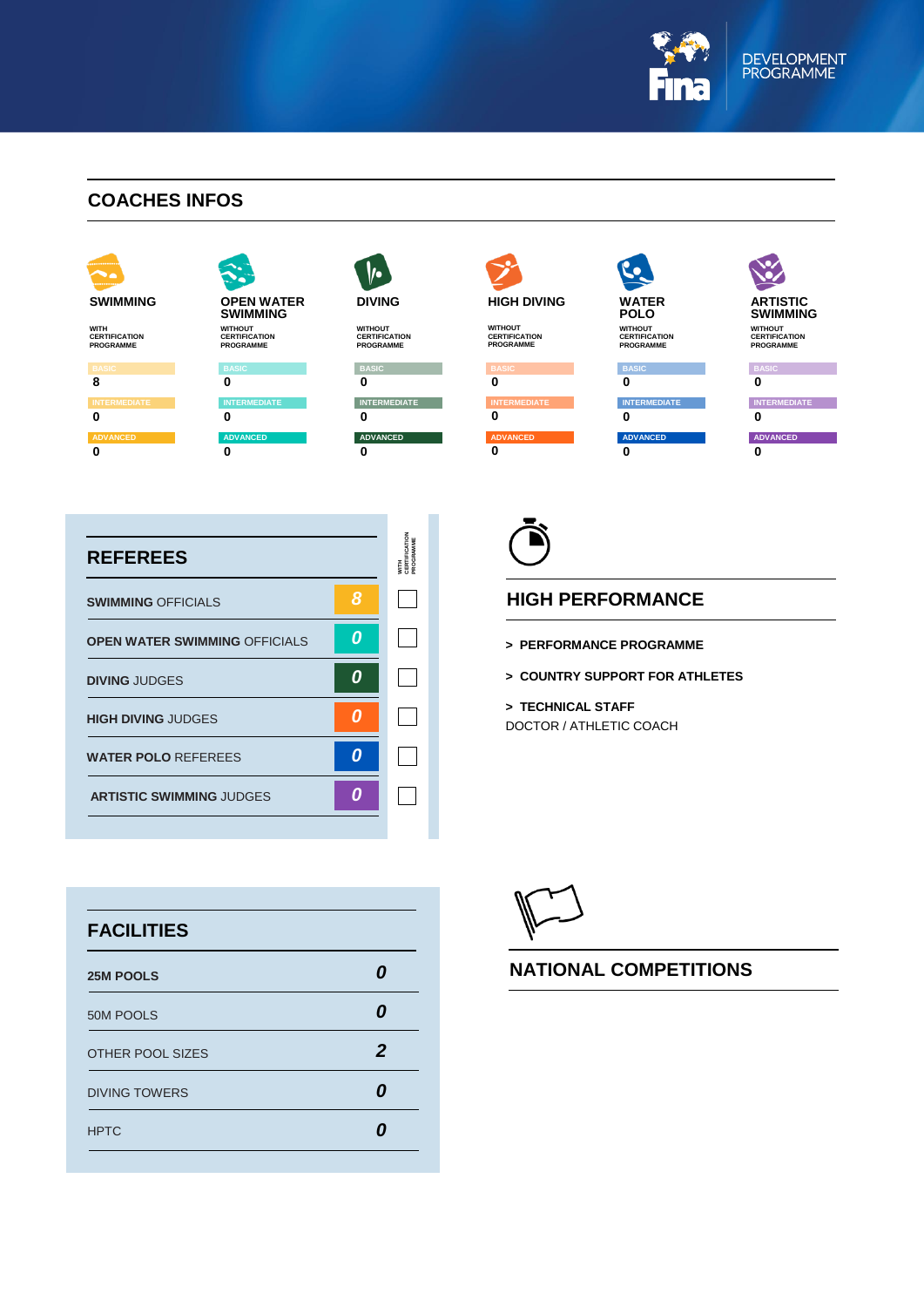## COACHES INFOS

| | SWIMMING | OPEN WATER SWIMMING | DIVING | HIGH DIVING | WATER POLO | ARTISTIC SWIMMING |
|---|---|---|---|---|---|---|
| | WITH CERTIFICATION PROGRAMME | WITHOUT CERTIFICATION PROGRAMME | WITHOUT CERTIFICATION PROGRAMME | WITHOUT CERTIFICATION PROGRAMME | WITHOUT CERTIFICATION PROGRAMME | WITHOUT CERTIFICATION PROGRAMME |
| BASIC | 8 | 0 | 0 | 0 | 0 | 0 |
| INTERMEDIATE | 0 | 0 | 0 | 0 | 0 | 0 |
| ADVANCED | 0 | 0 | 0 | 0 | 0 | 0 |

## REFEREES

| | | WITH CERTIFICATION PROGRAMME |
|---|---|---|
| **SWIMMING** OFFICIALS | 8 | ☐ |
| **OPEN WATER SWIMMING** OFFICIALS | 0 | ☐ |
| **DIVING** JUDGES | 0 | ☐ |
| **HIGH DIVING** JUDGES | 0 | ☐ |
| **WATER POLO** REFEREES | 0 | ☐ |
| **ARTISTIC SWIMMING** JUDGES | 0 | ☐ |

## HIGH PERFORMANCE

> **PERFORMANCE PROGRAMME**

> **COUNTRY SUPPORT FOR ATHLETES**

> **TECHNICAL STAFF**

DOCTOR / ATHLETIC COACH

## FACILITIES

| | |
|---|---|
| **25M POOLS** | 0 |
| 50M POOLS | 0 |
| OTHER POOL SIZES | 2 |
| DIVING TOWERS | 0 |
| HPTC | 0 |

## NATIONAL COMPETITIONS